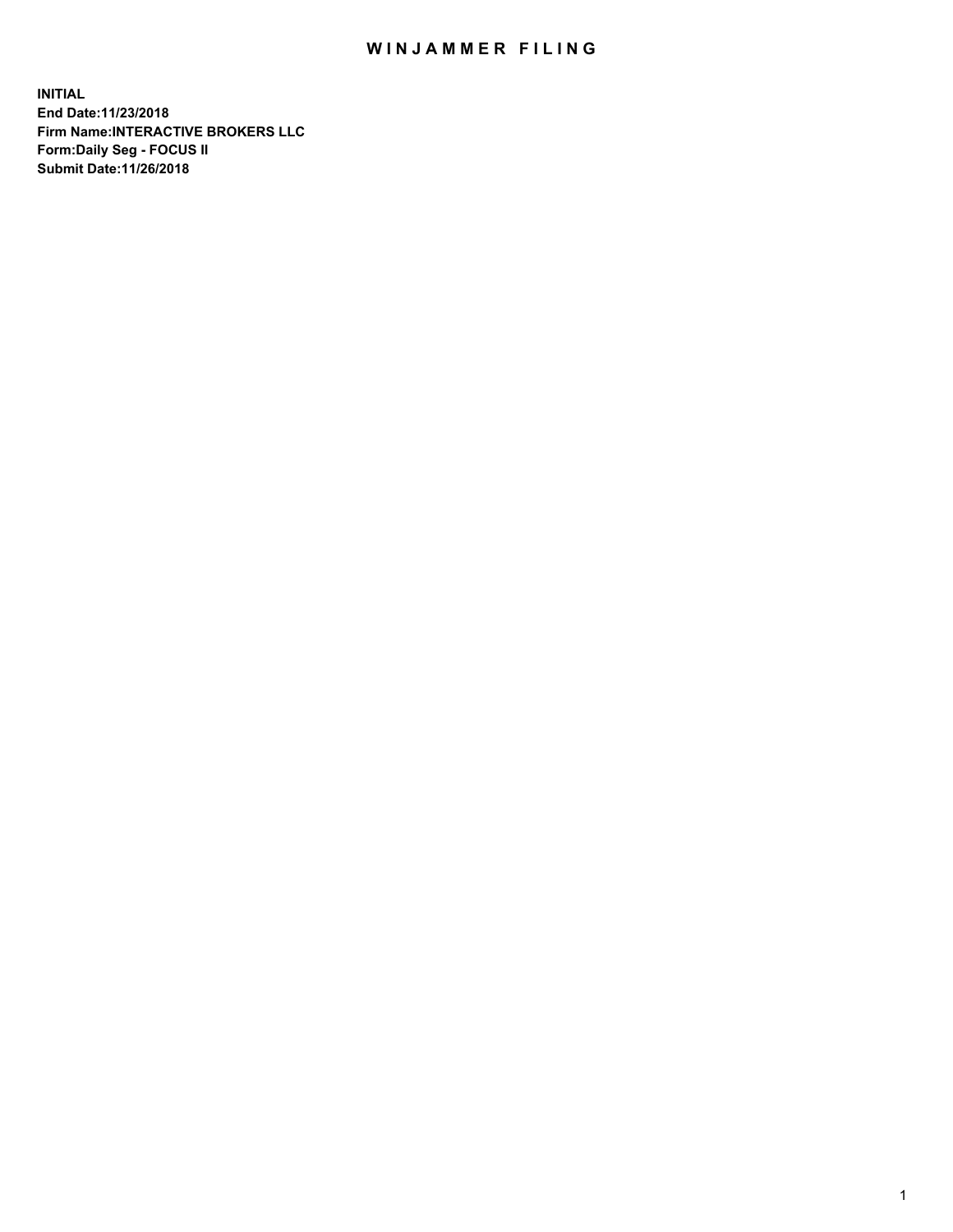# WINJAMMER FILING

**INITIAL**
**End Date:11/23/2018**
**Firm Name:INTERACTIVE BROKERS LLC**
**Form:Daily Seg - FOCUS II**
**Submit Date:11/26/2018**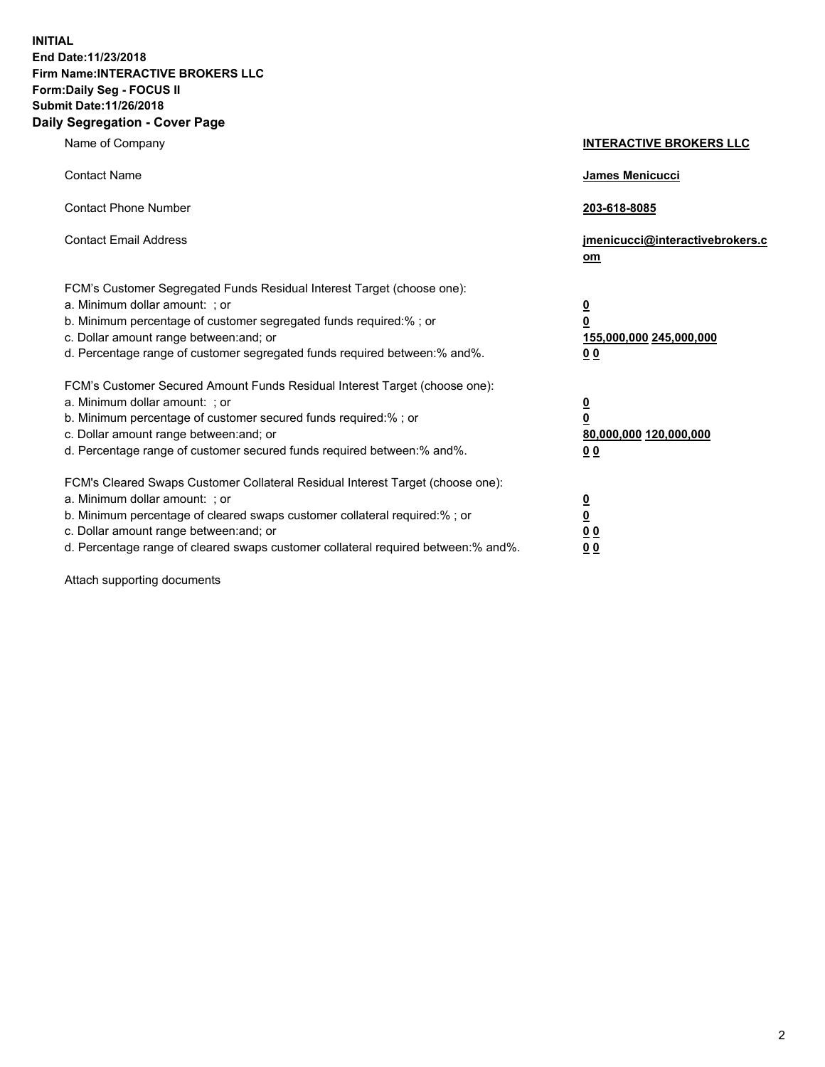**INITIAL**
**End Date:11/23/2018**
**Firm Name:INTERACTIVE BROKERS LLC**
**Form:Daily Seg - FOCUS II**
**Submit Date:11/26/2018**
**Daily Segregation - Cover Page**

| | |
|---|---|
| Name of Company | **INTERACTIVE BROKERS LLC** |
| Contact Name | **James Menicucci** |
| Contact Phone Number | **203-618-8085** |
| Contact Email Address | **jmenicucci@interactivebrokers.com** |

FCM's Customer Segregated Funds Residual Interest Target (choose one):

| | |
|---|---|
| a. Minimum dollar amount: ; or | **0** |
| b. Minimum percentage of customer segregated funds required:% ; or | **0** |
| c. Dollar amount range between:and; or | **155,000,000 245,000,000** |
| d. Percentage range of customer segregated funds required between:% and%. | **0 0** |

FCM's Customer Secured Amount Funds Residual Interest Target (choose one):

| | |
|---|---|
| a. Minimum dollar amount: ; or | **0** |
| b. Minimum percentage of customer secured funds required:% ; or | **0** |
| c. Dollar amount range between:and; or | **80,000,000 120,000,000** |
| d. Percentage range of customer secured funds required between:% and%. | **0 0** |

FCM's Cleared Swaps Customer Collateral Residual Interest Target (choose one):

| | |
|---|---|
| a. Minimum dollar amount: ; or | **0** |
| b. Minimum percentage of cleared swaps customer collateral required:% ; or | **0** |
| c. Dollar amount range between:and; or | **0 0** |
| d. Percentage range of cleared swaps customer collateral required between:% and%. | **0 0** |

Attach supporting documents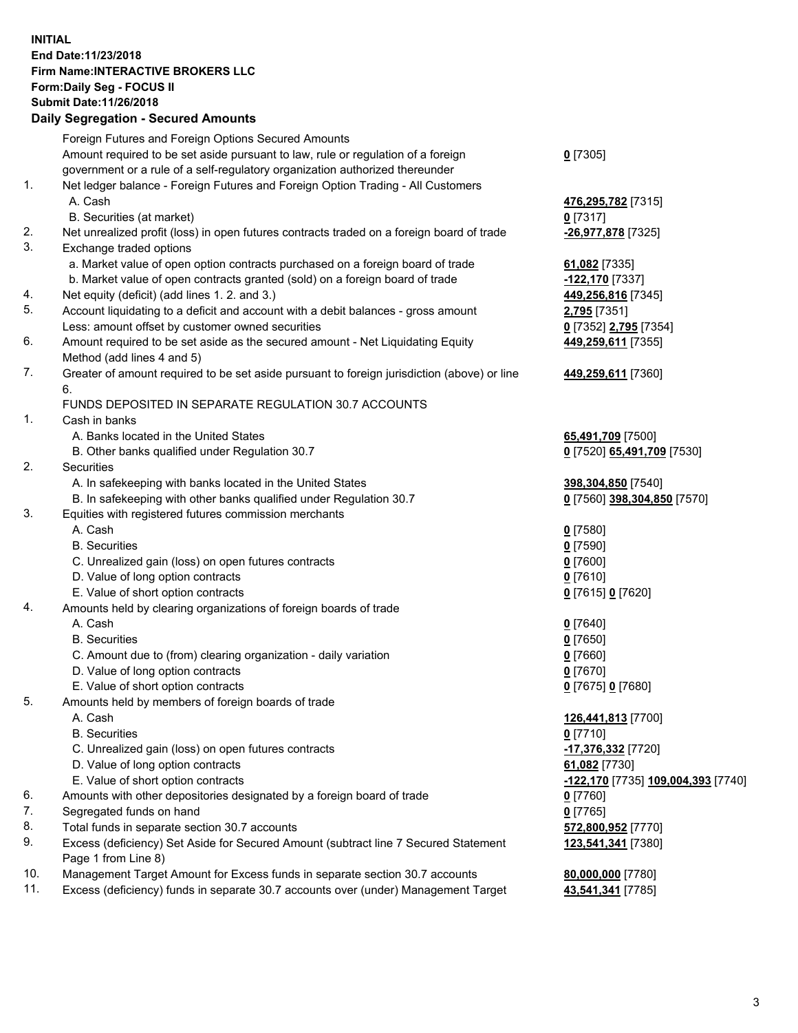**INITIAL**
**End Date:11/23/2018**
**Firm Name:INTERACTIVE BROKERS LLC**
**Form:Daily Seg - FOCUS II**
**Submit Date:11/26/2018**

## Daily Segregation - Secured Amounts

| | | |
|---|---|---|
| | Foreign Futures and Foreign Options Secured Amounts | |
| | Amount required to be set aside pursuant to law, rule or regulation of a foreign government or a rule of a self-regulatory organization authorized thereunder | **0** [7305] |
| 1. | Net ledger balance - Foreign Futures and Foreign Option Trading - All Customers | |
| | A. Cash | **476,295,782** [7315] |
| | B. Securities (at market) | **0** [7317] |
| 2. | Net unrealized profit (loss) in open futures contracts traded on a foreign board of trade | **-26,977,878** [7325] |
| 3. | Exchange traded options | |
| | a. Market value of open option contracts purchased on a foreign board of trade | **61,082** [7335] |
| | b. Market value of open contracts granted (sold) on a foreign board of trade | **-122,170** [7337] |
| 4. | Net equity (deficit) (add lines 1. 2. and 3.) | **449,256,816** [7345] |
| 5. | Account liquidating to a deficit and account with a debit balances - gross amount | **2,795** [7351] |
| | Less: amount offset by customer owned securities | **0** [7352] **2,795** [7354] |
| 6. | Amount required to be set aside as the secured amount - Net Liquidating Equity Method (add lines 4 and 5) | **449,259,611** [7355] |
| 7. | Greater of amount required to be set aside pursuant to foreign jurisdiction (above) or line 6. | **449,259,611** [7360] |
| | FUNDS DEPOSITED IN SEPARATE REGULATION 30.7 ACCOUNTS | |
| 1. | Cash in banks | |
| | A. Banks located in the United States | **65,491,709** [7500] |
| | B. Other banks qualified under Regulation 30.7 | **0** [7520] **65,491,709** [7530] |
| 2. | Securities | |
| | A. In safekeeping with banks located in the United States | **398,304,850** [7540] |
| | B. In safekeeping with other banks qualified under Regulation 30.7 | **0** [7560] **398,304,850** [7570] |
| 3. | Equities with registered futures commission merchants | |
| | A. Cash | **0** [7580] |
| | B. Securities | **0** [7590] |
| | C. Unrealized gain (loss) on open futures contracts | **0** [7600] |
| | D. Value of long option contracts | **0** [7610] |
| | E. Value of short option contracts | **0** [7615] **0** [7620] |
| 4. | Amounts held by clearing organizations of foreign boards of trade | |
| | A. Cash | **0** [7640] |
| | B. Securities | **0** [7650] |
| | C. Amount due to (from) clearing organization - daily variation | **0** [7660] |
| | D. Value of long option contracts | **0** [7670] |
| | E. Value of short option contracts | **0** [7675] **0** [7680] |
| 5. | Amounts held by members of foreign boards of trade | |
| | A. Cash | **126,441,813** [7700] |
| | B. Securities | **0** [7710] |
| | C. Unrealized gain (loss) on open futures contracts | **-17,376,332** [7720] |
| | D. Value of long option contracts | **61,082** [7730] |
| | E. Value of short option contracts | **-122,170** [7735] **109,004,393** [7740] |
| 6. | Amounts with other depositories designated by a foreign board of trade | **0** [7760] |
| 7. | Segregated funds on hand | **0** [7765] |
| 8. | Total funds in separate section 30.7 accounts | **572,800,952** [7770] |
| 9. | Excess (deficiency) Set Aside for Secured Amount (subtract line 7 Secured Statement Page 1 from Line 8) | **123,541,341** [7380] |
| 10. | Management Target Amount for Excess funds in separate section 30.7 accounts | **80,000,000** [7780] |
| 11. | Excess (deficiency) funds in separate 30.7 accounts over (under) Management Target | **43,541,341** [7785] |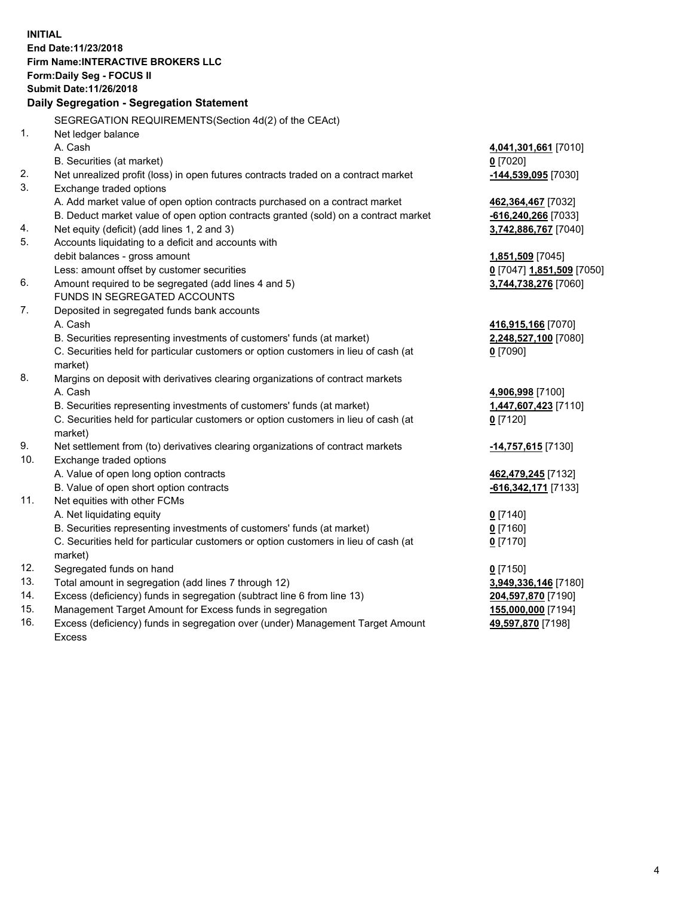**INITIAL**
**End Date:11/23/2018**
**Firm Name:INTERACTIVE BROKERS LLC**
**Form:Daily Seg - FOCUS II**
**Submit Date:11/26/2018**
**Daily Segregation - Segregation Statement**

SEGREGATION REQUIREMENTS(Section 4d(2) of the CEAct)

| | | |
|---|---|---|
| 1. | Net ledger balance | |
| | A. Cash | **4,041,301,661** [7010] |
| | B. Securities (at market) | **0** [7020] |
| 2. | Net unrealized profit (loss) in open futures contracts traded on a contract market | **-144,539,095** [7030] |
| 3. | Exchange traded options | |
| | A. Add market value of open option contracts purchased on a contract market | **462,364,467** [7032] |
| | B. Deduct market value of open option contracts granted (sold) on a contract market | **-616,240,266** [7033] |
| 4. | Net equity (deficit) (add lines 1, 2 and 3) | **3,742,886,767** [7040] |
| 5. | Accounts liquidating to a deficit and accounts with debit balances - gross amount | **1,851,509** [7045] |
| | Less: amount offset by customer securities | **0** [7047] **1,851,509** [7050] |
| 6. | Amount required to be segregated (add lines 4 and 5) | **3,744,738,276** [7060] |
| | FUNDS IN SEGREGATED ACCOUNTS | |
| 7. | Deposited in segregated funds bank accounts | |
| | A. Cash | **416,915,166** [7070] |
| | B. Securities representing investments of customers' funds (at market) | **2,248,527,100** [7080] |
| | C. Securities held for particular customers or option customers in lieu of cash (at market) | **0** [7090] |
| 8. | Margins on deposit with derivatives clearing organizations of contract markets | |
| | A. Cash | **4,906,998** [7100] |
| | B. Securities representing investments of customers' funds (at market) | **1,447,607,423** [7110] |
| | C. Securities held for particular customers or option customers in lieu of cash (at market) | **0** [7120] |
| 9. | Net settlement from (to) derivatives clearing organizations of contract markets | **-14,757,615** [7130] |
| 10. | Exchange traded options | |
| | A. Value of open long option contracts | **462,479,245** [7132] |
| | B. Value of open short option contracts | **-616,342,171** [7133] |
| 11. | Net equities with other FCMs | |
| | A. Net liquidating equity | **0** [7140] |
| | B. Securities representing investments of customers' funds (at market) | **0** [7160] |
| | C. Securities held for particular customers or option customers in lieu of cash (at market) | **0** [7170] |
| 12. | Segregated funds on hand | **0** [7150] |
| 13. | Total amount in segregation (add lines 7 through 12) | **3,949,336,146** [7180] |
| 14. | Excess (deficiency) funds in segregation (subtract line 6 from line 13) | **204,597,870** [7190] |
| 15. | Management Target Amount for Excess funds in segregation | **155,000,000** [7194] |
| 16. | Excess (deficiency) funds in segregation over (under) Management Target Amount Excess | **49,597,870** [7198] |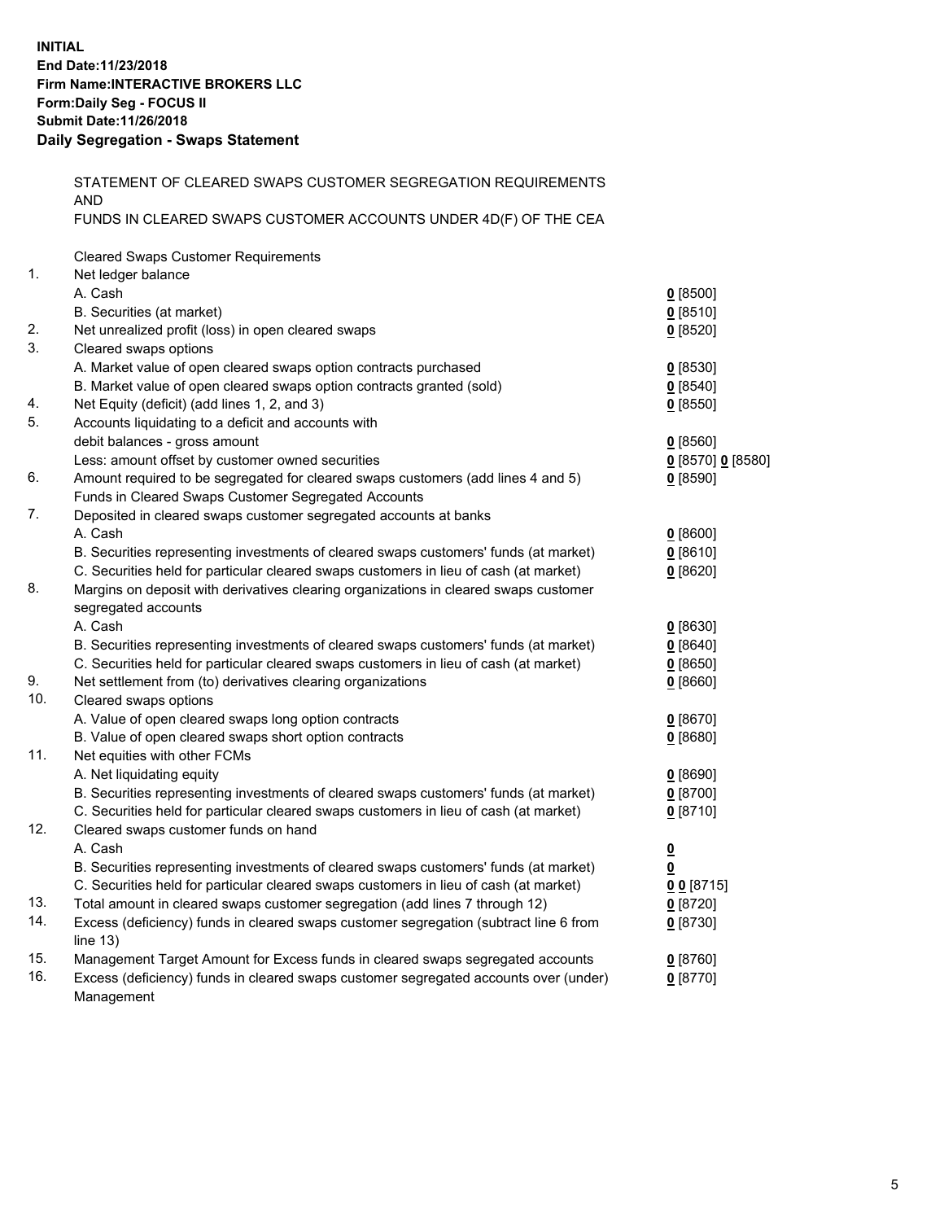**INITIAL**
**End Date:11/23/2018**
**Firm Name:INTERACTIVE BROKERS LLC**
**Form:Daily Seg - FOCUS II**
**Submit Date:11/26/2018**
**Daily Segregation - Swaps Statement**

STATEMENT OF CLEARED SWAPS CUSTOMER SEGREGATION REQUIREMENTS AND FUNDS IN CLEARED SWAPS CUSTOMER ACCOUNTS UNDER 4D(F) OF THE CEA

| | | |
|---|---|---|
| | Cleared Swaps Customer Requirements | |
| 1. | Net ledger balance | |
| | A. Cash | 0 [8500] |
| | B. Securities (at market) | 0 [8510] |
| 2. | Net unrealized profit (loss) in open cleared swaps | 0 [8520] |
| 3. | Cleared swaps options | |
| | A. Market value of open cleared swaps option contracts purchased | 0 [8530] |
| | B. Market value of open cleared swaps option contracts granted (sold) | 0 [8540] |
| 4. | Net Equity (deficit) (add lines 1, 2, and 3) | 0 [8550] |
| 5. | Accounts liquidating to a deficit and accounts with debit balances - gross amount | 0 [8560] |
| | Less: amount offset by customer owned securities | 0 [8570] 0 [8580] |
| 6. | Amount required to be segregated for cleared swaps customers (add lines 4 and 5) | 0 [8590] |
| | Funds in Cleared Swaps Customer Segregated Accounts | |
| 7. | Deposited in cleared swaps customer segregated accounts at banks | |
| | A. Cash | 0 [8600] |
| | B. Securities representing investments of cleared swaps customers' funds (at market) | 0 [8610] |
| | C. Securities held for particular cleared swaps customers in lieu of cash (at market) | 0 [8620] |
| 8. | Margins on deposit with derivatives clearing organizations in cleared swaps customer segregated accounts | |
| | A. Cash | 0 [8630] |
| | B. Securities representing investments of cleared swaps customers' funds (at market) | 0 [8640] |
| | C. Securities held for particular cleared swaps customers in lieu of cash (at market) | 0 [8650] |
| 9. | Net settlement from (to) derivatives clearing organizations | 0 [8660] |
| 10. | Cleared swaps options | |
| | A. Value of open cleared swaps long option contracts | 0 [8670] |
| | B. Value of open cleared swaps short option contracts | 0 [8680] |
| 11. | Net equities with other FCMs | |
| | A. Net liquidating equity | 0 [8690] |
| | B. Securities representing investments of cleared swaps customers' funds (at market) | 0 [8700] |
| | C. Securities held for particular cleared swaps customers in lieu of cash (at market) | 0 [8710] |
| 12. | Cleared swaps customer funds on hand | |
| | A. Cash | 0 |
| | B. Securities representing investments of cleared swaps customers' funds (at market) | 0 |
| | C. Securities held for particular cleared swaps customers in lieu of cash (at market) | 0 0 [8715] |
| 13. | Total amount in cleared swaps customer segregation (add lines 7 through 12) | 0 [8720] |
| 14. | Excess (deficiency) funds in cleared swaps customer segregation (subtract line 6 from line 13) | 0 [8730] |
| 15. | Management Target Amount for Excess funds in cleared swaps segregated accounts | 0 [8760] |
| 16. | Excess (deficiency) funds in cleared swaps customer segregated accounts over (under) Management | 0 [8770] |